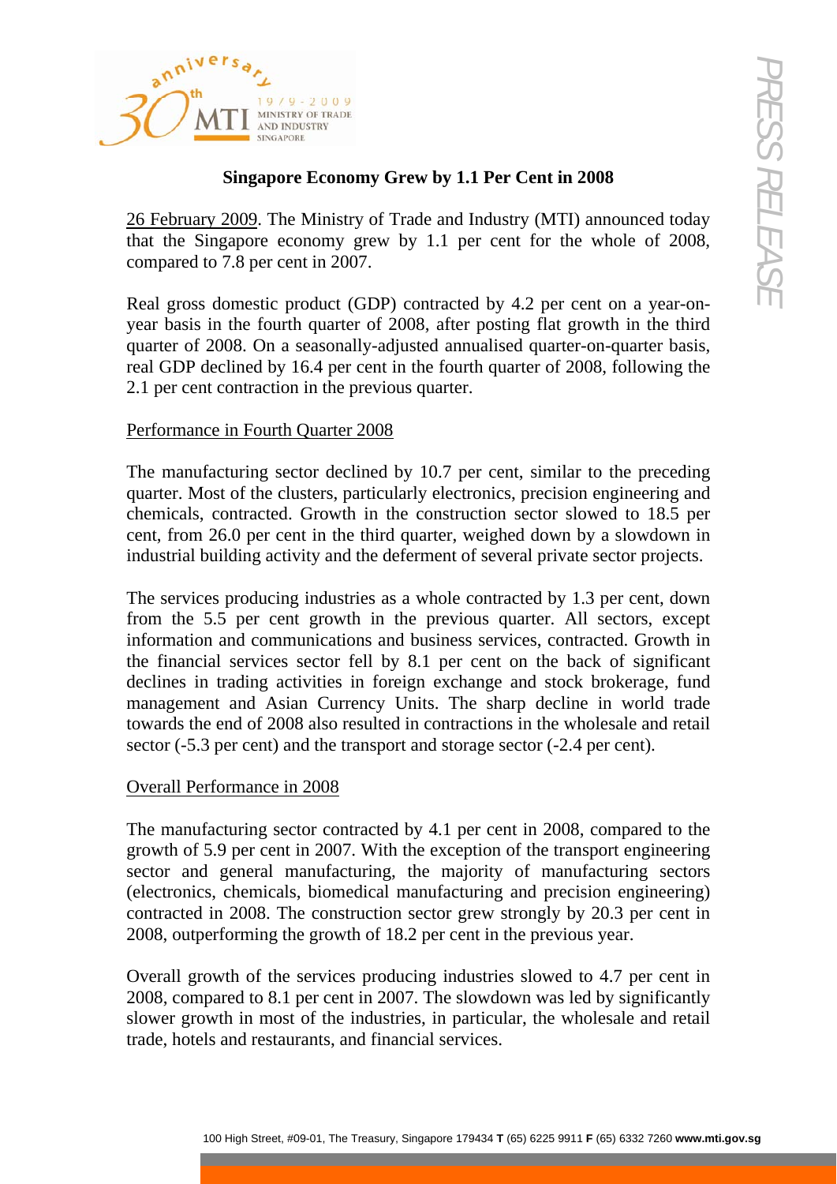# Singapore Economy Grew by 1.1 Per Cent in 2008

26 February 2009. The Ministry of Trade and Industry (MTI) announced today that the Singapore economy grew by 1.1 per cent for the whole of 2008, compared to 7.8 per cent in 2007.

Real gross domestic product (GDP) contracted by 4.2 per cent on a year-on-year basis in the fourth quarter of 2008, after posting flat growth in the third quarter of 2008. On a seasonally-adjusted annualised quarter-on-quarter basis, real GDP declined by 16.4 per cent in the fourth quarter of 2008, following the 2.1 per cent contraction in the previous quarter.

## Performance in Fourth Quarter 2008

The manufacturing sector declined by 10.7 per cent, similar to the preceding quarter. Most of the clusters, particularly electronics, precision engineering and chemicals, contracted. Growth in the construction sector slowed to 18.5 per cent, from 26.0 per cent in the third quarter, weighed down by a slowdown in industrial building activity and the deferment of several private sector projects.

The services producing industries as a whole contracted by 1.3 per cent, down from the 5.5 per cent growth in the previous quarter. All sectors, except information and communications and business services, contracted. Growth in the financial services sector fell by 8.1 per cent on the back of significant declines in trading activities in foreign exchange and stock brokerage, fund management and Asian Currency Units. The sharp decline in world trade towards the end of 2008 also resulted in contractions in the wholesale and retail sector (-5.3 per cent) and the transport and storage sector (-2.4 per cent).

## Overall Performance in 2008

The manufacturing sector contracted by 4.1 per cent in 2008, compared to the growth of 5.9 per cent in 2007. With the exception of the transport engineering sector and general manufacturing, the majority of manufacturing sectors (electronics, chemicals, biomedical manufacturing and precision engineering) contracted in 2008. The construction sector grew strongly by 20.3 per cent in 2008, outperforming the growth of 18.2 per cent in the previous year.

Overall growth of the services producing industries slowed to 4.7 per cent in 2008, compared to 8.1 per cent in 2007. The slowdown was led by significantly slower growth in most of the industries, in particular, the wholesale and retail trade, hotels and restaurants, and financial services.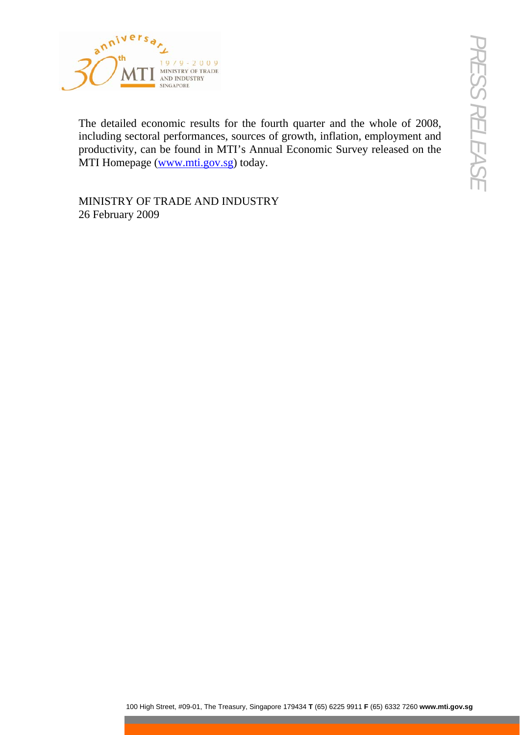The detailed economic results for the fourth quarter and the whole of 2008, including sectoral performances, sources of growth, inflation, employment and productivity, can be found in MTI's Annual Economic Survey released on the MTI Homepage (www.mti.gov.sg) today.

MINISTRY OF TRADE AND INDUSTRY
26 February 2009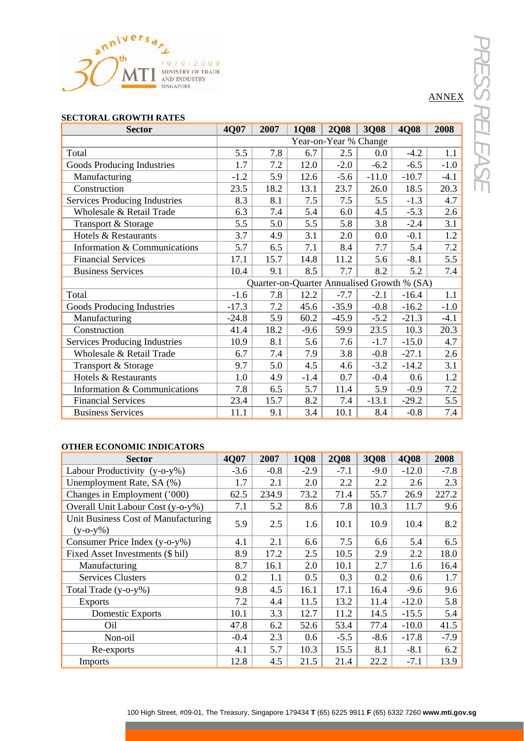ANNEX

### SECTORAL GROWTH RATES

| Sector | 4Q07 | 2007 | 1Q08 | 2Q08 | 3Q08 | 4Q08 | 2008 |
|---|---|---|---|---|---|---|---|
| | Year-on-Year % Change | | | | | | |
| Total | 5.5 | 7.8 | 6.7 | 2.5 | 0.0 | -4.2 | 1.1 |
| Goods Producing Industries | 1.7 | 7.2 | 12.0 | -2.0 | -6.2 | -6.5 | -1.0 |
| Manufacturing | -1.2 | 5.9 | 12.6 | -5.6 | -11.0 | -10.7 | -4.1 |
| Construction | 23.5 | 18.2 | 13.1 | 23.7 | 26.0 | 18.5 | 20.3 |
| Services Producing Industries | 8.3 | 8.1 | 7.5 | 7.5 | 5.5 | -1.3 | 4.7 |
| Wholesale & Retail Trade | 6.3 | 7.4 | 5.4 | 6.0 | 4.5 | -5.3 | 2.6 |
| Transport & Storage | 5.5 | 5.0 | 5.5 | 5.8 | 3.8 | -2.4 | 3.1 |
| Hotels & Restaurants | 3.7 | 4.9 | 3.1 | 2.0 | 0.0 | -0.1 | 1.2 |
| Information & Communications | 5.7 | 6.5 | 7.1 | 8.4 | 7.7 | 5.4 | 7.2 |
| Financial Services | 17.1 | 15.7 | 14.8 | 11.2 | 5.6 | -8.1 | 5.5 |
| Business Services | 10.4 | 9.1 | 8.5 | 7.7 | 8.2 | 5.2 | 7.4 |
| | Quarter-on-Quarter Annualised Growth % (SA) | | | | | | |
| Total | -1.6 | 7.8 | 12.2 | -7.7 | -2.1 | -16.4 | 1.1 |
| Goods Producing Industries | -17.3 | 7.2 | 45.6 | -35.9 | -0.8 | -16.2 | -1.0 |
| Manufacturing | -24.8 | 5.9 | 60.2 | -45.9 | -5.2 | -21.3 | -4.1 |
| Construction | 41.4 | 18.2 | -9.6 | 59.9 | 23.5 | 10.3 | 20.3 |
| Services Producing Industries | 10.9 | 8.1 | 5.6 | 7.6 | -1.7 | -15.0 | 4.7 |
| Wholesale & Retail Trade | 6.7 | 7.4 | 7.9 | 3.8 | -0.8 | -27.1 | 2.6 |
| Transport & Storage | 9.7 | 5.0 | 4.5 | 4.6 | -3.2 | -14.2 | 3.1 |
| Hotels & Restaurants | 1.0 | 4.9 | -1.4 | 0.7 | -0.4 | 0.6 | 1.2 |
| Information & Communications | 7.8 | 6.5 | 5.7 | 11.4 | 5.9 | -0.9 | 7.2 |
| Financial Services | 23.4 | 15.7 | 8.2 | 7.4 | -13.1 | -29.2 | 5.5 |
| Business Services | 11.1 | 9.1 | 3.4 | 10.1 | 8.4 | -0.8 | 7.4 |

### OTHER ECONOMIC INDICATORS

| Sector | 4Q07 | 2007 | 1Q08 | 2Q08 | 3Q08 | 4Q08 | 2008 |
|---|---|---|---|---|---|---|---|
| Labour Productivity (y-o-y%) | -3.6 | -0.8 | -2.9 | -7.1 | -9.0 | -12.0 | -7.8 |
| Unemployment Rate, SA (%) | 1.7 | 2.1 | 2.0 | 2.2 | 2.2 | 2.6 | 2.3 |
| Changes in Employment ('000) | 62.5 | 234.9 | 73.2 | 71.4 | 55.7 | 26.9 | 227.2 |
| Overall Unit Labour Cost (y-o-y%) | 7.1 | 5.2 | 8.6 | 7.8 | 10.3 | 11.7 | 9.6 |
| Unit Business Cost of Manufacturing (y-o-y%) | 5.9 | 2.5 | 1.6 | 10.1 | 10.9 | 10.4 | 8.2 |
| Consumer Price Index (y-o-y%) | 4.1 | 2.1 | 6.6 | 7.5 | 6.6 | 5.4 | 6.5 |
| Fixed Asset Investments ($ bil) | 8.9 | 17.2 | 2.5 | 10.5 | 2.9 | 2.2 | 18.0 |
| Manufacturing | 8.7 | 16.1 | 2.0 | 10.1 | 2.7 | 1.6 | 16.4 |
| Services Clusters | 0.2 | 1.1 | 0.5 | 0.3 | 0.2 | 0.6 | 1.7 |
| Total Trade (y-o-y%) | 9.8 | 4.5 | 16.1 | 17.1 | 16.4 | -9.6 | 9.6 |
| Exports | 7.2 | 4.4 | 11.5 | 13.2 | 11.4 | -12.0 | 5.8 |
| Domestic Exports | 10.1 | 3.3 | 12.7 | 11.2 | 14.5 | -15.5 | 5.4 |
| Oil | 47.8 | 6.2 | 52.6 | 53.4 | 77.4 | -10.0 | 41.5 |
| Non-oil | -0.4 | 2.3 | 0.6 | -5.5 | -8.6 | -17.8 | -7.9 |
| Re-exports | 4.1 | 5.7 | 10.3 | 15.5 | 8.1 | -8.1 | 6.2 |
| Imports | 12.8 | 4.5 | 21.5 | 21.4 | 22.2 | -7.1 | 13.9 |